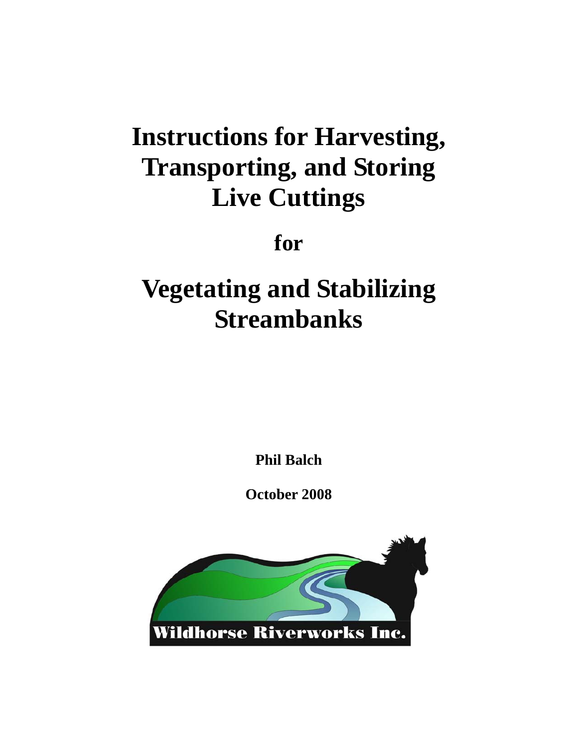# Instructions for Harvesting, Transporting, and Storing Live Cuttings

**for**

# Vegetating and Stabilizing Streambanks

**Phil Balch**

**October 2008**

Wildhorse Riverworks Inc.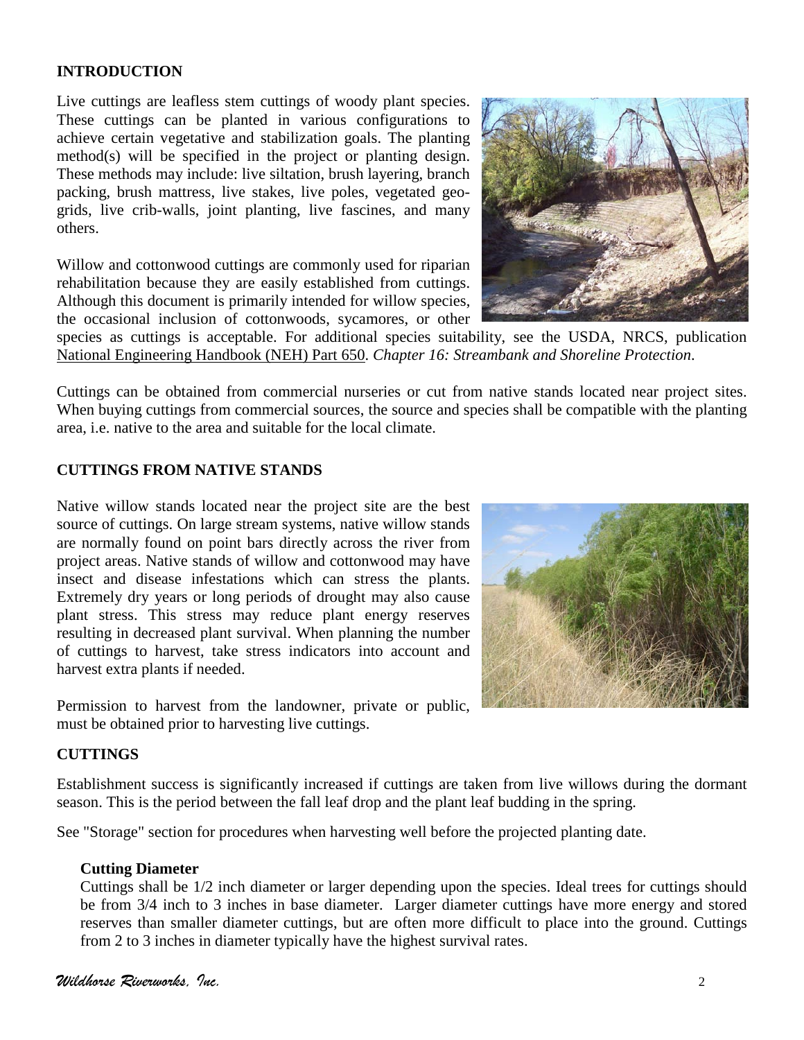## INTRODUCTION

Live cuttings are leafless stem cuttings of woody plant species. These cuttings can be planted in various configurations to achieve certain vegetative and stabilization goals. The planting method(s) will be specified in the project or planting design. These methods may include: live siltation, brush layering, branch packing, brush mattress, live stakes, live poles, vegetated geo-grids, live crib-walls, joint planting, live fascines, and many others.

Willow and cottonwood cuttings are commonly used for riparian rehabilitation because they are easily established from cuttings. Although this document is primarily intended for willow species, the occasional inclusion of cottonwoods, sycamores, or other species as cuttings is acceptable. For additional species suitability, see the USDA, NRCS, publication National Engineering Handbook (NEH) Part 650. *Chapter 16: Streambank and Shoreline Protection.*

Cuttings can be obtained from commercial nurseries or cut from native stands located near project sites. When buying cuttings from commercial sources, the source and species shall be compatible with the planting area, i.e. native to the area and suitable for the local climate.

## CUTTINGS FROM NATIVE STANDS

Native willow stands located near the project site are the best source of cuttings. On large stream systems, native willow stands are normally found on point bars directly across the river from project areas. Native stands of willow and cottonwood may have insect and disease infestations which can stress the plants. Extremely dry years or long periods of drought may also cause plant stress. This stress may reduce plant energy reserves resulting in decreased plant survival. When planning the number of cuttings to harvest, take stress indicators into account and harvest extra plants if needed.

Permission to harvest from the landowner, private or public, must be obtained prior to harvesting live cuttings.

## CUTTINGS

Establishment success is significantly increased if cuttings are taken from live willows during the dormant season. This is the period between the fall leaf drop and the plant leaf budding in the spring.

See "Storage" section for procedures when harvesting well before the projected planting date.

### Cutting Diameter

Cuttings shall be 1/2 inch diameter or larger depending upon the species. Ideal trees for cuttings should be from 3/4 inch to 3 inches in base diameter. Larger diameter cuttings have more energy and stored reserves than smaller diameter cuttings, but are often more difficult to place into the ground. Cuttings from 2 to 3 inches in diameter typically have the highest survival rates.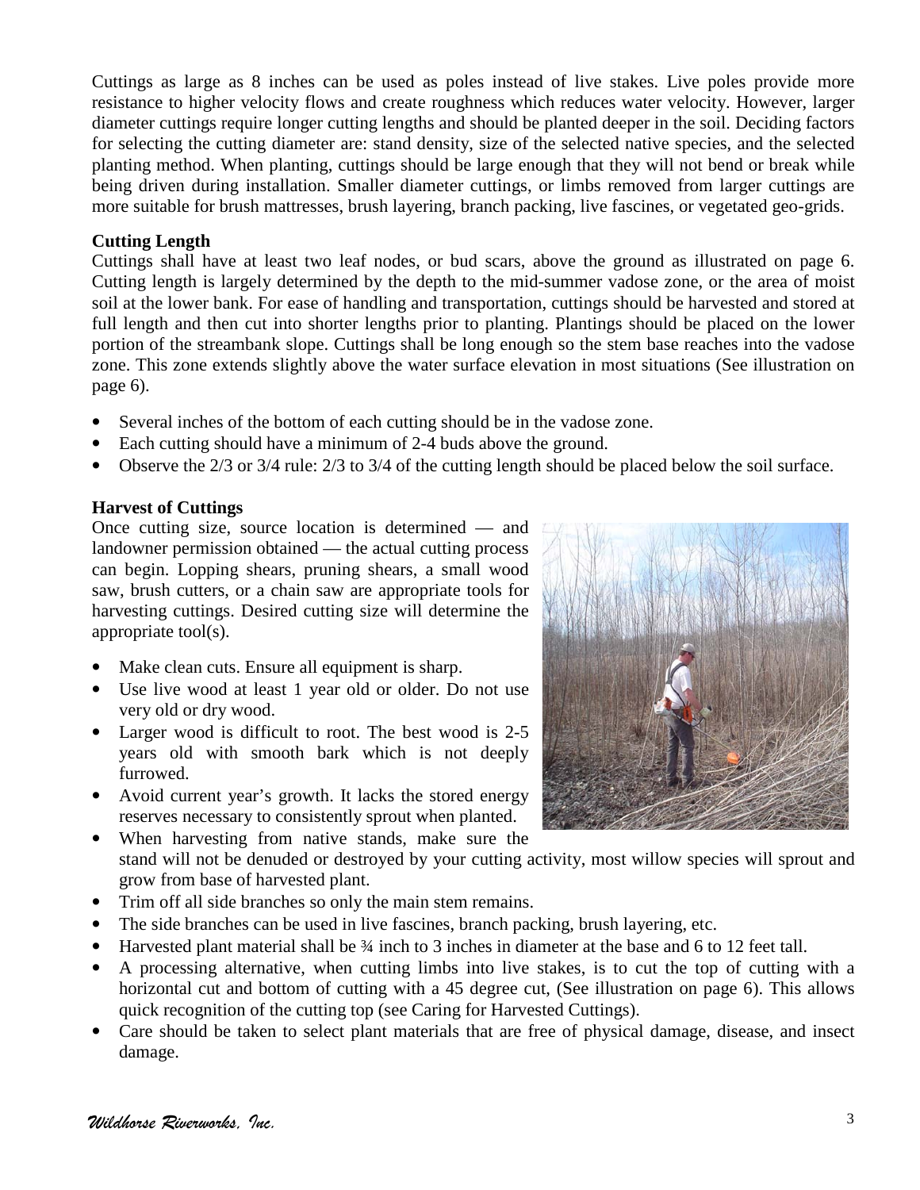Cuttings as large as 8 inches can be used as poles instead of live stakes. Live poles provide more resistance to higher velocity flows and create roughness which reduces water velocity. However, larger diameter cuttings require longer cutting lengths and should be planted deeper in the soil. Deciding factors for selecting the cutting diameter are: stand density, size of the selected native species, and the selected planting method. When planting, cuttings should be large enough that they will not bend or break while being driven during installation. Smaller diameter cuttings, or limbs removed from larger cuttings are more suitable for brush mattresses, brush layering, branch packing, live fascines, or vegetated geo-grids.

**Cutting Length**

Cuttings shall have at least two leaf nodes, or bud scars, above the ground as illustrated on page 6. Cutting length is largely determined by the depth to the mid-summer vadose zone, or the area of moist soil at the lower bank. For ease of handling and transportation, cuttings should be harvested and stored at full length and then cut into shorter lengths prior to planting. Plantings should be placed on the lower portion of the streambank slope. Cuttings shall be long enough so the stem base reaches into the vadose zone. This zone extends slightly above the water surface elevation in most situations (See illustration on page 6).

- Several inches of the bottom of each cutting should be in the vadose zone.
- Each cutting should have a minimum of 2-4 buds above the ground.
- Observe the 2/3 or 3/4 rule: 2/3 to 3/4 of the cutting length should be placed below the soil surface.

**Harvest of Cuttings**

Once cutting size, source location is determined — and landowner permission obtained — the actual cutting process can begin. Lopping shears, pruning shears, a small wood saw, brush cutters, or a chain saw are appropriate tools for harvesting cuttings. Desired cutting size will determine the appropriate tool(s).

- Make clean cuts. Ensure all equipment is sharp.
- Use live wood at least 1 year old or older. Do not use very old or dry wood.
- Larger wood is difficult to root. The best wood is 2-5 years old with smooth bark which is not deeply furrowed.
- Avoid current year's growth. It lacks the stored energy reserves necessary to consistently sprout when planted.
- When harvesting from native stands, make sure the stand will not be denuded or destroyed by your cutting activity, most willow species will sprout and grow from base of harvested plant.
- Trim off all side branches so only the main stem remains.
- The side branches can be used in live fascines, branch packing, brush layering, etc.
- Harvested plant material shall be ¾ inch to 3 inches in diameter at the base and 6 to 12 feet tall.
- A processing alternative, when cutting limbs into live stakes, is to cut the top of cutting with a horizontal cut and bottom of cutting with a 45 degree cut, (See illustration on page 6). This allows quick recognition of the cutting top (see Caring for Harvested Cuttings).
- Care should be taken to select plant materials that are free of physical damage, disease, and insect damage.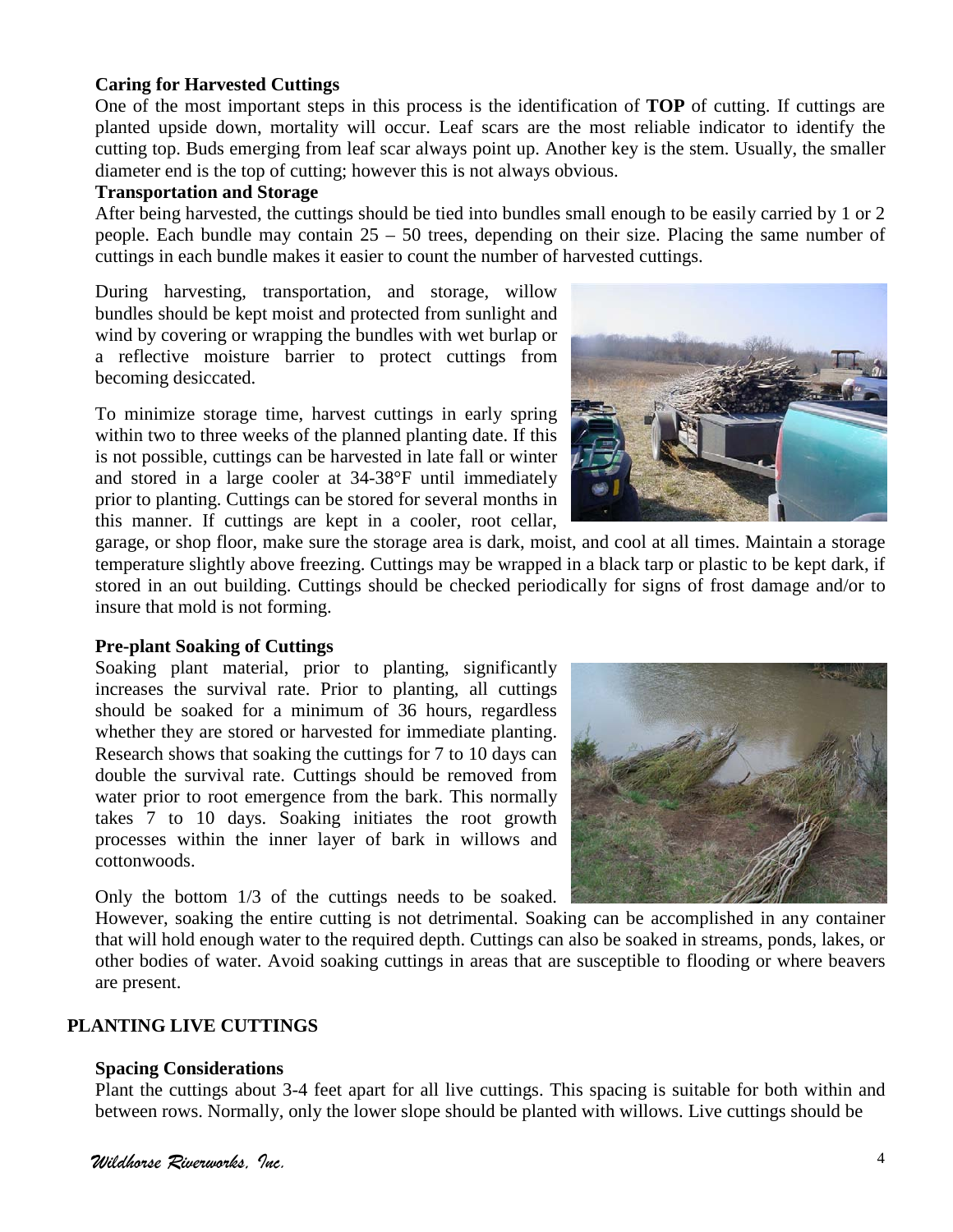### Caring for Harvested Cuttings

One of the most important steps in this process is the identification of **TOP** of cutting. If cuttings are planted upside down, mortality will occur. Leaf scars are the most reliable indicator to identify the cutting top. Buds emerging from leaf scar always point up. Another key is the stem. Usually, the smaller diameter end is the top of cutting; however this is not always obvious.

### Transportation and Storage

After being harvested, the cuttings should be tied into bundles small enough to be easily carried by 1 or 2 people. Each bundle may contain 25 – 50 trees, depending on their size. Placing the same number of cuttings in each bundle makes it easier to count the number of harvested cuttings.

During harvesting, transportation, and storage, willow bundles should be kept moist and protected from sunlight and wind by covering or wrapping the bundles with wet burlap or a reflective moisture barrier to protect cuttings from becoming desiccated.

To minimize storage time, harvest cuttings in early spring within two to three weeks of the planned planting date. If this is not possible, cuttings can be harvested in late fall or winter and stored in a large cooler at 34-38°F until immediately prior to planting. Cuttings can be stored for several months in this manner. If cuttings are kept in a cooler, root cellar, garage, or shop floor, make sure the storage area is dark, moist, and cool at all times. Maintain a storage temperature slightly above freezing. Cuttings may be wrapped in a black tarp or plastic to be kept dark, if stored in an out building. Cuttings should be checked periodically for signs of frost damage and/or to insure that mold is not forming.

### Pre-plant Soaking of Cuttings

Soaking plant material, prior to planting, significantly increases the survival rate. Prior to planting, all cuttings should be soaked for a minimum of 36 hours, regardless whether they are stored or harvested for immediate planting. Research shows that soaking the cuttings for 7 to 10 days can double the survival rate. Cuttings should be removed from water prior to root emergence from the bark. This normally takes 7 to 10 days. Soaking initiates the root growth processes within the inner layer of bark in willows and cottonwoods.

Only the bottom 1/3 of the cuttings needs to be soaked. However, soaking the entire cutting is not detrimental. Soaking can be accomplished in any container that will hold enough water to the required depth. Cuttings can also be soaked in streams, ponds, lakes, or other bodies of water. Avoid soaking cuttings in areas that are susceptible to flooding or where beavers are present.

## PLANTING LIVE CUTTINGS

### Spacing Considerations

Plant the cuttings about 3-4 feet apart for all live cuttings. This spacing is suitable for both within and between rows. Normally, only the lower slope should be planted with willows. Live cuttings should be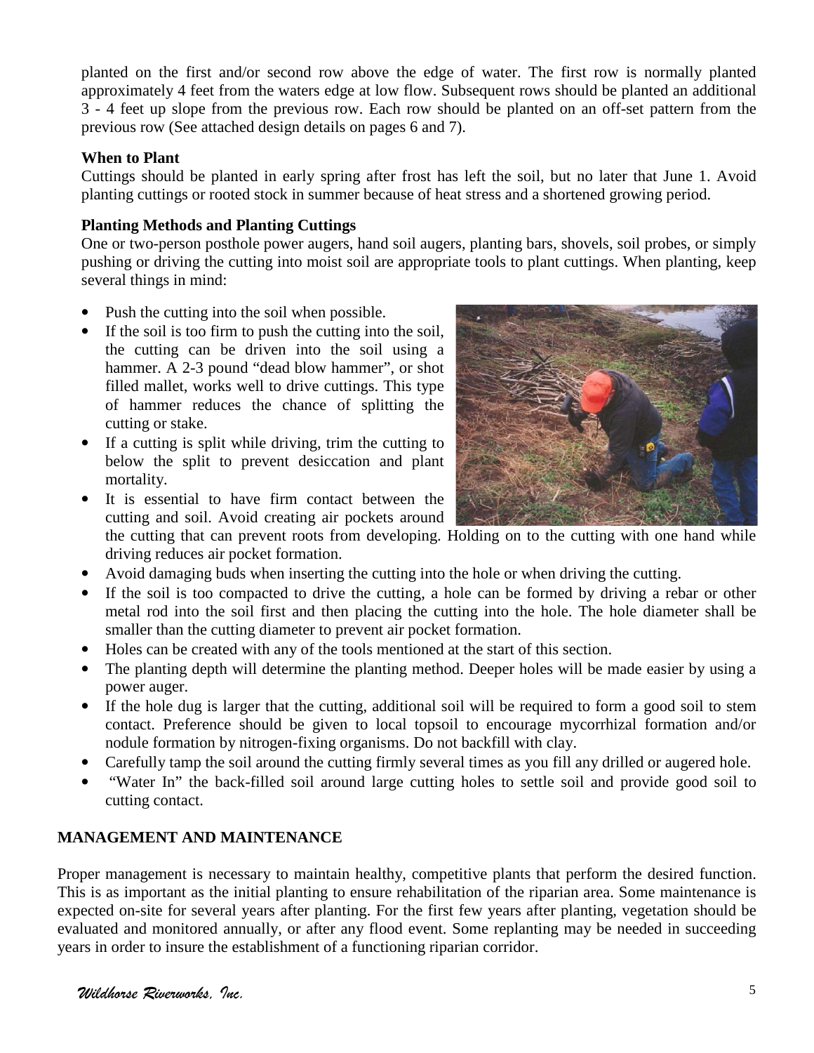planted on the first and/or second row above the edge of water. The first row is normally planted approximately 4 feet from the waters edge at low flow. Subsequent rows should be planted an additional 3 - 4 feet up slope from the previous row. Each row should be planted on an off-set pattern from the previous row (See attached design details on pages 6 and 7).

**When to Plant**

Cuttings should be planted in early spring after frost has left the soil, but no later that June 1. Avoid planting cuttings or rooted stock in summer because of heat stress and a shortened growing period.

**Planting Methods and Planting Cuttings**

One or two-person posthole power augers, hand soil augers, planting bars, shovels, soil probes, or simply pushing or driving the cutting into moist soil are appropriate tools to plant cuttings. When planting, keep several things in mind:

- Push the cutting into the soil when possible.
- If the soil is too firm to push the cutting into the soil, the cutting can be driven into the soil using a hammer. A 2-3 pound "dead blow hammer", or shot filled mallet, works well to drive cuttings. This type of hammer reduces the chance of splitting the cutting or stake.
- If a cutting is split while driving, trim the cutting to below the split to prevent desiccation and plant mortality.
- It is essential to have firm contact between the cutting and soil. Avoid creating air pockets around the cutting that can prevent roots from developing. Holding on to the cutting with one hand while driving reduces air pocket formation.
- Avoid damaging buds when inserting the cutting into the hole or when driving the cutting.
- If the soil is too compacted to drive the cutting, a hole can be formed by driving a rebar or other metal rod into the soil first and then placing the cutting into the hole. The hole diameter shall be smaller than the cutting diameter to prevent air pocket formation.
- Holes can be created with any of the tools mentioned at the start of this section.
- The planting depth will determine the planting method. Deeper holes will be made easier by using a power auger.
- If the hole dug is larger that the cutting, additional soil will be required to form a good soil to stem contact. Preference should be given to local topsoil to encourage mycorrhizal formation and/or nodule formation by nitrogen-fixing organisms. Do not backfill with clay.
- Carefully tamp the soil around the cutting firmly several times as you fill any drilled or augered hole.
- "Water In" the back-filled soil around large cutting holes to settle soil and provide good soil to cutting contact.

## MANAGEMENT AND MAINTENANCE

Proper management is necessary to maintain healthy, competitive plants that perform the desired function. This is as important as the initial planting to ensure rehabilitation of the riparian area. Some maintenance is expected on-site for several years after planting. For the first few years after planting, vegetation should be evaluated and monitored annually, or after any flood event. Some replanting may be needed in succeeding years in order to insure the establishment of a functioning riparian corridor.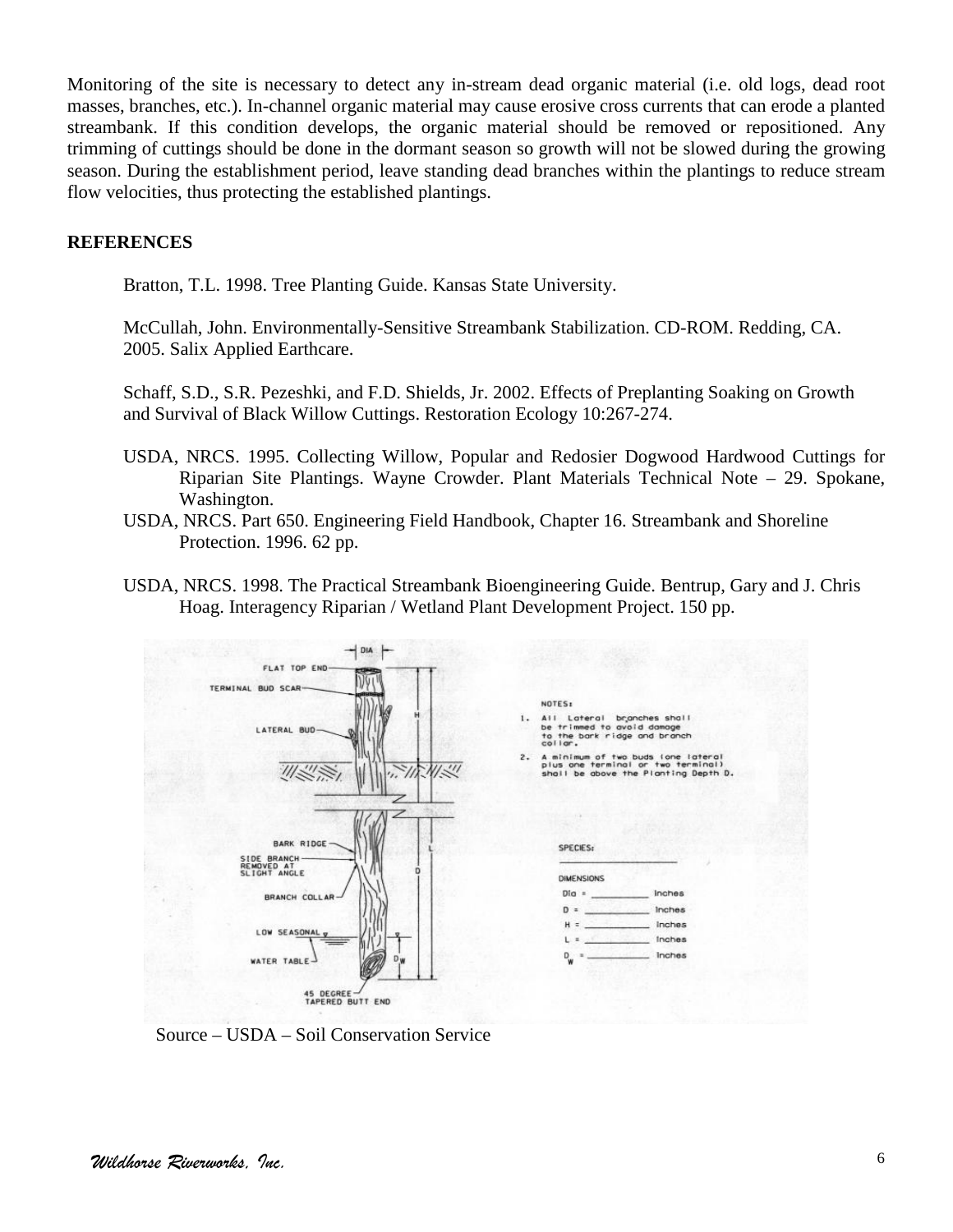Monitoring of the site is necessary to detect any in-stream dead organic material (i.e. old logs, dead root masses, branches, etc.). In-channel organic material may cause erosive cross currents that can erode a planted streambank. If this condition develops, the organic material should be removed or repositioned. Any trimming of cuttings should be done in the dormant season so growth will not be slowed during the growing season. During the establishment period, leave standing dead branches within the plantings to reduce stream flow velocities, thus protecting the established plantings.

**REFERENCES**

Bratton, T.L. 1998. Tree Planting Guide. Kansas State University.

McCullah, John. Environmentally-Sensitive Streambank Stabilization. CD-ROM. Redding, CA. 2005. Salix Applied Earthcare.

Schaff, S.D., S.R. Pezeshki, and F.D. Shields, Jr. 2002. Effects of Preplanting Soaking on Growth and Survival of Black Willow Cuttings. Restoration Ecology 10:267-274.

USDA, NRCS. 1995. Collecting Willow, Popular and Redosier Dogwood Hardwood Cuttings for Riparian Site Plantings. Wayne Crowder. Plant Materials Technical Note – 29. Spokane, Washington.

USDA, NRCS. Part 650. Engineering Field Handbook, Chapter 16. Streambank and Shoreline Protection. 1996. 62 pp.

USDA, NRCS. 1998. The Practical Streambank Bioengineering Guide. Bentrup, Gary and J. Chris Hoag. Interagency Riparian / Wetland Plant Development Project. 150 pp.

NOTES:

1. All Lateral branches shall be trimmed to avoid damage to the bark ridge and branch collar.
2. A minimum of two buds (one lateral plus one terminal or two terminal) shall be above the Planting Depth D.

SPECIES: \_\_\_\_\_\_\_\_\_\_

DIMENSIONS

- Dia = \_\_\_\_\_\_\_\_\_\_ inches
- D = \_\_\_\_\_\_\_\_\_\_ inches
- H = \_\_\_\_\_\_\_\_\_\_ inches
- L = \_\_\_\_\_\_\_\_\_\_ inches
- $D_W$ = \_\_\_\_\_\_\_\_\_\_ inches

Source – USDA – Soil Conservation Service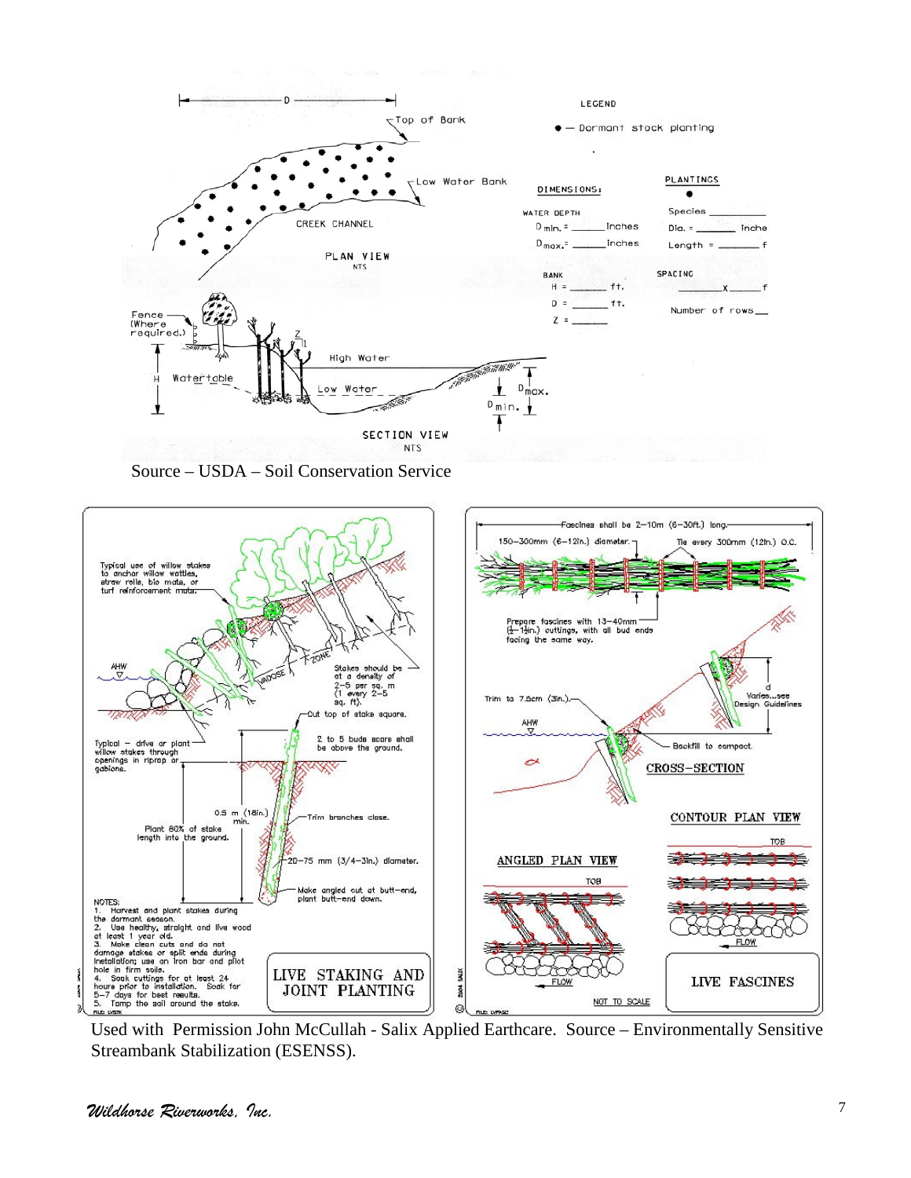D

Top of Bank

Low Water Bank

CREEK CHANNEL

PLAN VIEW
NTS

LEGEND

● — Dormant stock planting

DIMENSIONS:

WATER DEPTH

$D_{min.}$ = ______ Inches

$D_{max.}$ = ______ Inches

BANK

H = ______ ft.

D = ______ ft.

Z = ______

PLANTINGS

●

Species ______

Dia. = ______ Inche

Length = ______ f

SPACING

______ X ______ f

Number of rows ______

Fence (Where required.)

H

Watertable

Z

1

High Water

Low Water

$D_{max.}$

$D_{min.}$

SECTION VIEW
NTS

Source – USDA – Soil Conservation Service

Typical use of willow stakes to anchor willow wattles, straw rolls, bio mats, or turf reinforcement mats.

AHW

VADOSE ZONE

Stakes should be at a density of 2–5 per sq. m (1 every 2–5 sq. ft).

Cut top of stake square.

Typical – drive or plant willow stakes through openings in riprap or gabions.

2 to 5 buds scars shall be above the ground.

0.5 m (18in.) min.

Plant 80% of stake length into the ground.

Trim branches close.

20–75 mm (3/4–3in.) diameter.

Make angled cut at butt-end, plant butt-end down.

NOTES:
1. Harvest and plant stakes during the dormant season.
2. Use healthy, straight and live wood at least 1 year old.
3. Make clean cuts and do not damage stakes or split ends during installation; use an iron bar and pilot hole in firm soils.
4. Soak cuttings for at least 24 hours prior to installation. Soak for 5–7 days for best results.
5. Tamp the soil around the stake.

LIVE STAKING AND JOINT PLANTING

Fascines shall be 2–10m (6–30ft.) long.

150–300mm (6–12in.) diameter.

Tie every 300mm (12in.) O.C.

Prepare fascines with 13–40mm (½–1½in.) cuttings, with all bud ends facing the same way.

Trim to 7.5cm (3in.)

AHW

d

Varies...see Design Guidelines

Backfill to compact.

CROSS–SECTION

CONTOUR PLAN VIEW

TOB

FLOW

ANGLED PLAN VIEW

TOB

FLOW

NOT TO SCALE

LIVE FASCINES

Used with Permission John McCullah - Salix Applied Earthcare. Source – Environmentally Sensitive Streambank Stabilization (ESENSS).